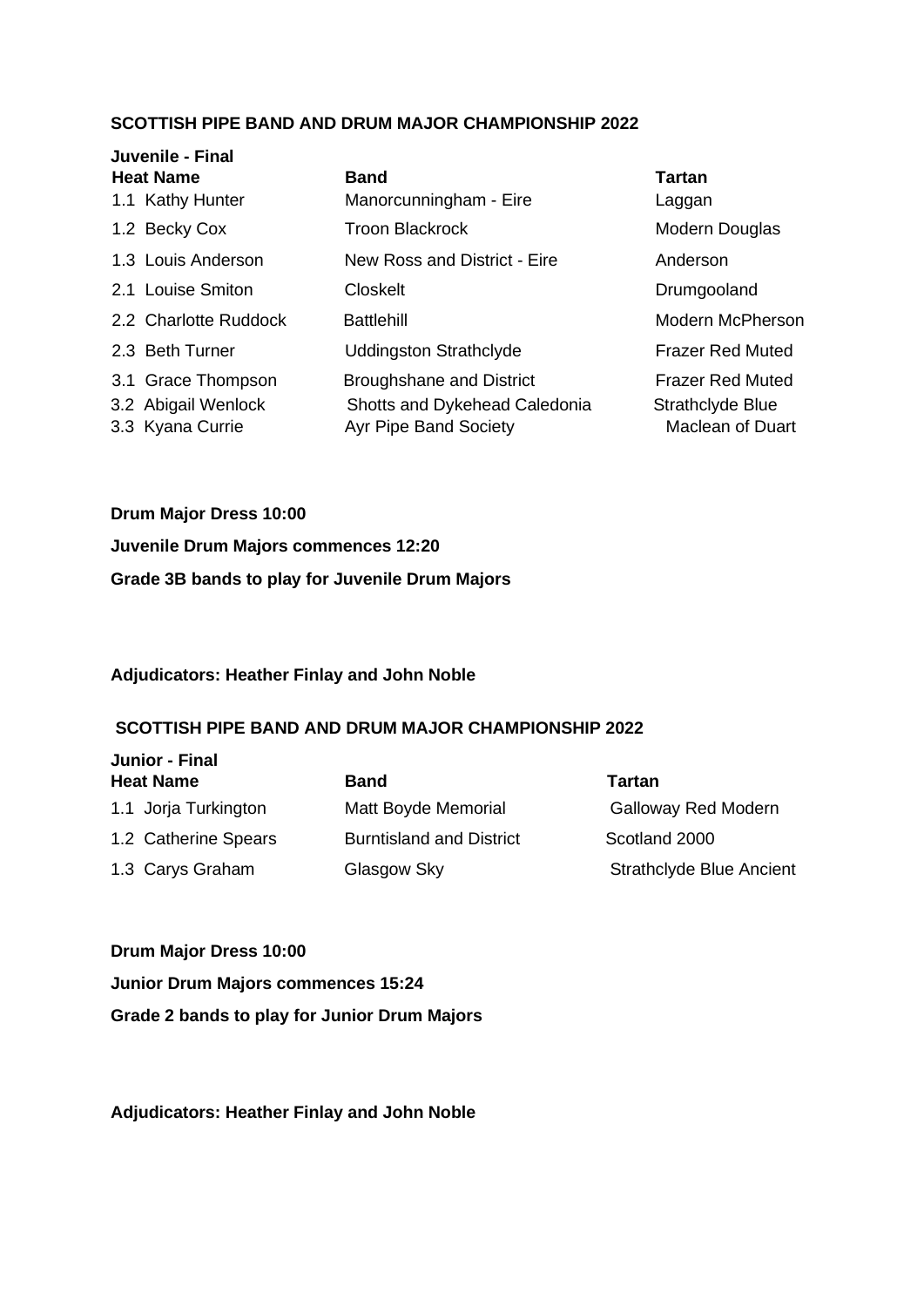**SCOTTISH PIPE BAND AND DRUM MAJOR CHAMPIONSHIP 2022**

**Juvenile - Final**

| Heat Name | Band | Tartan |
|---|---|---|
| 1.1 Kathy Hunter | Manorcunningham - Eire | Laggan |
| 1.2 Becky Cox | Troon Blackrock | Modern Douglas |
| 1.3 Louis Anderson | New Ross and District - Eire | Anderson |
| 2.1 Louise Smiton | Closkelt | Drumgooland |
| 2.2 Charlotte Ruddock | Battlehill | Modern McPherson |
| 2.3 Beth Turner | Uddingston Strathclyde | Frazer Red Muted |
| 3.1 Grace Thompson | Broughshane and District | Frazer Red Muted |
| 3.2 Abigail Wenlock | Shotts and Dykehead Caledonia | Strathclyde Blue |
| 3.3 Kyana Currie | Ayr Pipe Band Society | Maclean of Duart |

**Drum Major Dress 10:00**

**Juvenile Drum Majors commences 12:20**

**Grade 3B bands to play for Juvenile Drum Majors**

**Adjudicators: Heather Finlay and John Noble**

**SCOTTISH PIPE BAND AND DRUM MAJOR CHAMPIONSHIP 2022**

**Junior - Final**

| Heat Name | Band | Tartan |
|---|---|---|
| 1.1 Jorja Turkington | Matt Boyde Memorial | Galloway Red Modern |
| 1.2 Catherine Spears | Burntisland and District | Scotland 2000 |
| 1.3 Carys Graham | Glasgow Sky | Strathclyde Blue Ancient |

**Drum Major Dress 10:00**

**Junior Drum Majors commences 15:24**

**Grade 2 bands to play for Junior Drum Majors**

**Adjudicators: Heather Finlay and John Noble**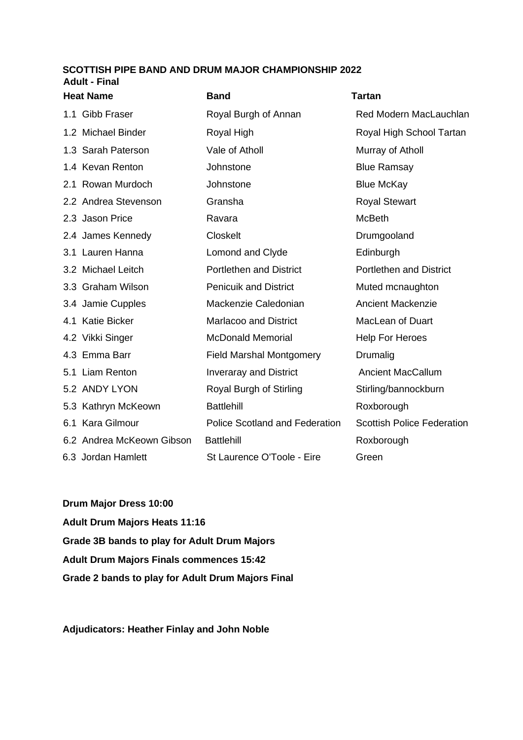**SCOTTISH PIPE BAND AND DRUM MAJOR CHAMPIONSHIP 2022**

**Adult - Final**

| Heat Name | Band | Tartan |
|---|---|---|
| 1.1 Gibb Fraser | Royal Burgh of Annan | Red Modern MacLauchlan |
| 1.2 Michael Binder | Royal High | Royal High School Tartan |
| 1.3 Sarah Paterson | Vale of Atholl | Murray of Atholl |
| 1.4 Kevan Renton | Johnstone | Blue Ramsay |
| 2.1 Rowan Murdoch | Johnstone | Blue McKay |
| 2.2 Andrea Stevenson | Gransha | Royal Stewart |
| 2.3 Jason Price | Ravara | McBeth |
| 2.4 James Kennedy | Closkelt | Drumgooland |
| 3.1 Lauren Hanna | Lomond and Clyde | Edinburgh |
| 3.2 Michael Leitch | Portlethen and District | Portlethen and District |
| 3.3 Graham Wilson | Penicuik and District | Muted mcnaughton |
| 3.4 Jamie Cupples | Mackenzie Caledonian | Ancient Mackenzie |
| 4.1 Katie Bicker | Marlacoo and District | MacLean of Duart |
| 4.2 Vikki Singer | McDonald Memorial | Help For Heroes |
| 4.3 Emma Barr | Field Marshal Montgomery | Drumalig |
| 5.1 Liam Renton | Inveraray and District | Ancient MacCallum |
| 5.2 ANDY LYON | Royal Burgh of Stirling | Stirling/bannockburn |
| 5.3 Kathryn McKeown | Battlehill | Roxborough |
| 6.1 Kara Gilmour | Police Scotland and Federation | Scottish Police Federation |
| 6.2 Andrea McKeown Gibson | Battlehill | Roxborough |
| 6.3 Jordan Hamlett | St Laurence O'Toole - Eire | Green |

**Drum Major Dress 10:00**

**Adult Drum Majors Heats 11:16**

**Grade 3B bands to play for Adult Drum Majors**

**Adult Drum Majors Finals commences 15:42**

**Grade 2 bands to play for Adult Drum Majors Final**

**Adjudicators: Heather Finlay and John Noble**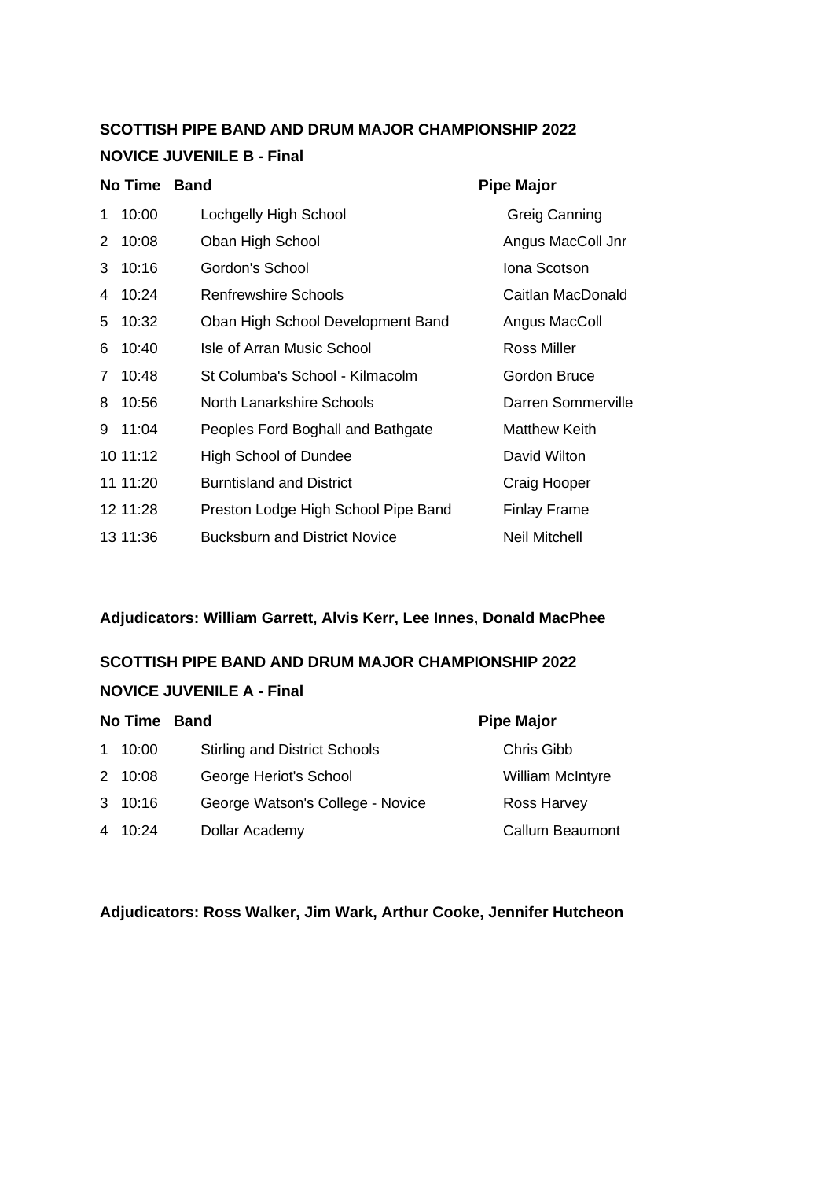**SCOTTISH PIPE BAND AND DRUM MAJOR CHAMPIONSHIP 2022**

**NOVICE JUVENILE B - Final**

| No | Time | Band | Pipe Major |
|---|---|---|---|
| 1 | 10:00 | Lochgelly High School | Greig Canning |
| 2 | 10:08 | Oban High School | Angus MacColl Jnr |
| 3 | 10:16 | Gordon's School | Iona Scotson |
| 4 | 10:24 | Renfrewshire Schools | Caitlan MacDonald |
| 5 | 10:32 | Oban High School Development Band | Angus MacColl |
| 6 | 10:40 | Isle of Arran Music School | Ross Miller |
| 7 | 10:48 | St Columba's School - Kilmacolm | Gordon Bruce |
| 8 | 10:56 | North Lanarkshire Schools | Darren Sommerville |
| 9 | 11:04 | Peoples Ford Boghall and Bathgate | Matthew Keith |
| 10 | 11:12 | High School of Dundee | David Wilton |
| 11 | 11:20 | Burntisland and District | Craig Hooper |
| 12 | 11:28 | Preston Lodge High School Pipe Band | Finlay Frame |
| 13 | 11:36 | Bucksburn and District Novice | Neil Mitchell |

**Adjudicators: William Garrett, Alvis Kerr, Lee Innes, Donald MacPhee**

**SCOTTISH PIPE BAND AND DRUM MAJOR CHAMPIONSHIP 2022**

**NOVICE JUVENILE A - Final**

| No | Time | Band | Pipe Major |
|---|---|---|---|
| 1 | 10:00 | Stirling and District Schools | Chris Gibb |
| 2 | 10:08 | George Heriot's School | William McIntyre |
| 3 | 10:16 | George Watson's College - Novice | Ross Harvey |
| 4 | 10:24 | Dollar Academy | Callum Beaumont |

**Adjudicators: Ross Walker, Jim Wark, Arthur Cooke, Jennifer Hutcheon**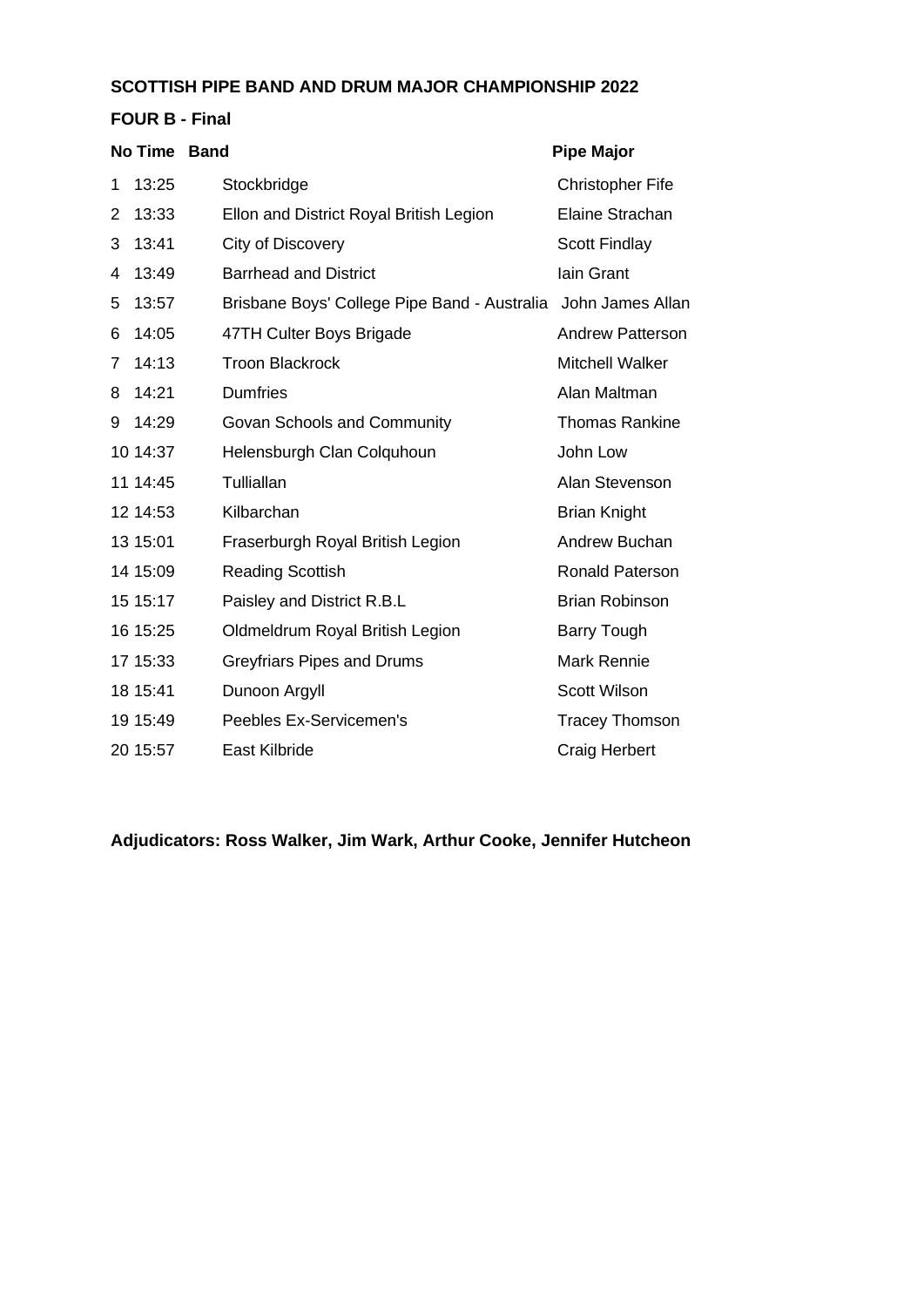**SCOTTISH PIPE BAND AND DRUM MAJOR CHAMPIONSHIP 2022**

**FOUR B - Final**

| No | Time | Band | Pipe Major |
|---|---|---|---|
| 1 | 13:25 | Stockbridge | Christopher Fife |
| 2 | 13:33 | Ellon and District Royal British Legion | Elaine Strachan |
| 3 | 13:41 | City of Discovery | Scott Findlay |
| 4 | 13:49 | Barrhead and District | Iain Grant |
| 5 | 13:57 | Brisbane Boys' College Pipe Band - Australia | John James Allan |
| 6 | 14:05 | 47TH Culter Boys Brigade | Andrew Patterson |
| 7 | 14:13 | Troon Blackrock | Mitchell Walker |
| 8 | 14:21 | Dumfries | Alan Maltman |
| 9 | 14:29 | Govan Schools and Community | Thomas Rankine |
| 10 | 14:37 | Helensburgh Clan Colquhoun | John Low |
| 11 | 14:45 | Tulliallan | Alan Stevenson |
| 12 | 14:53 | Kilbarchan | Brian Knight |
| 13 | 15:01 | Fraserburgh Royal British Legion | Andrew Buchan |
| 14 | 15:09 | Reading Scottish | Ronald Paterson |
| 15 | 15:17 | Paisley and District R.B.L | Brian Robinson |
| 16 | 15:25 | Oldmeldrum Royal British Legion | Barry Tough |
| 17 | 15:33 | Greyfriars Pipes and Drums | Mark Rennie |
| 18 | 15:41 | Dunoon Argyll | Scott Wilson |
| 19 | 15:49 | Peebles Ex-Servicemen's | Tracey Thomson |
| 20 | 15:57 | East Kilbride | Craig Herbert |

**Adjudicators: Ross Walker, Jim Wark, Arthur Cooke, Jennifer Hutcheon**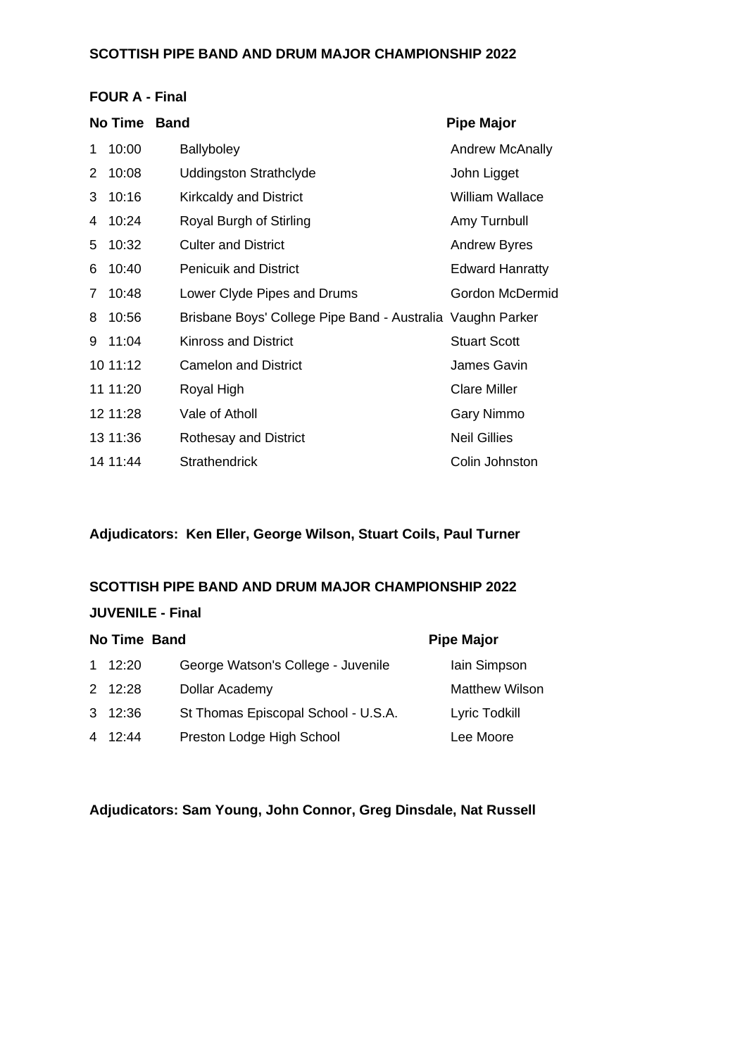## SCOTTISH PIPE BAND AND DRUM MAJOR CHAMPIONSHIP 2022

### FOUR A - Final

| No | Time | Band | Pipe Major |
|---|---|---|---|
| 1 | 10:00 | Ballyboley | Andrew McAnally |
| 2 | 10:08 | Uddingston Strathclyde | John Ligget |
| 3 | 10:16 | Kirkcaldy and District | William Wallace |
| 4 | 10:24 | Royal Burgh of Stirling | Amy Turnbull |
| 5 | 10:32 | Culter and District | Andrew Byres |
| 6 | 10:40 | Penicuik and District | Edward Hanratty |
| 7 | 10:48 | Lower Clyde Pipes and Drums | Gordon McDermid |
| 8 | 10:56 | Brisbane Boys' College Pipe Band - Australia | Vaughn Parker |
| 9 | 11:04 | Kinross and District | Stuart Scott |
| 10 | 11:12 | Camelon and District | James Gavin |
| 11 | 11:20 | Royal High | Clare Miller |
| 12 | 11:28 | Vale of Atholl | Gary Nimmo |
| 13 | 11:36 | Rothesay and District | Neil Gillies |
| 14 | 11:44 | Strathendrick | Colin Johnston |

**Adjudicators: Ken Eller, George Wilson, Stuart Coils, Paul Turner**

## SCOTTISH PIPE BAND AND DRUM MAJOR CHAMPIONSHIP 2022

### JUVENILE - Final

| No | Time | Band | Pipe Major |
|---|---|---|---|
| 1 | 12:20 | George Watson's College - Juvenile | Iain Simpson |
| 2 | 12:28 | Dollar Academy | Matthew Wilson |
| 3 | 12:36 | St Thomas Episcopal School - U.S.A. | Lyric Todkill |
| 4 | 12:44 | Preston Lodge High School | Lee Moore |

**Adjudicators: Sam Young, John Connor, Greg Dinsdale, Nat Russell**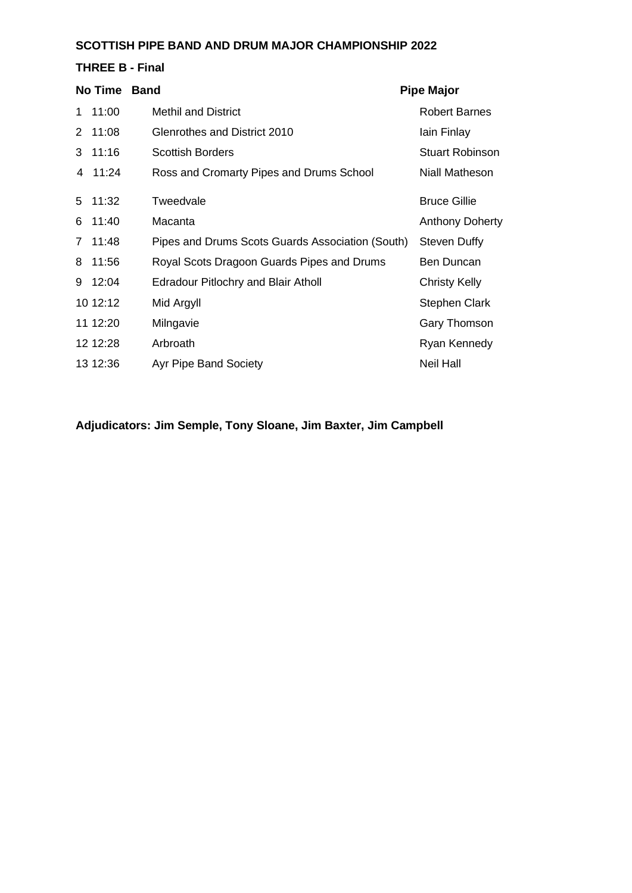**SCOTTISH PIPE BAND AND DRUM MAJOR CHAMPIONSHIP 2022**

**THREE B - Final**

| No | Time | Band | Pipe Major |
|---|---|---|---|
| 1 | 11:00 | Methil and District | Robert Barnes |
| 2 | 11:08 | Glenrothes and District 2010 | Iain Finlay |
| 3 | 11:16 | Scottish Borders | Stuart Robinson |
| 4 | 11:24 | Ross and Cromarty Pipes and Drums School | Niall Matheson |
| 5 | 11:32 | Tweedvale | Bruce Gillie |
| 6 | 11:40 | Macanta | Anthony Doherty |
| 7 | 11:48 | Pipes and Drums Scots Guards Association (South) | Steven Duffy |
| 8 | 11:56 | Royal Scots Dragoon Guards Pipes and Drums | Ben Duncan |
| 9 | 12:04 | Edradour Pitlochry and Blair Atholl | Christy Kelly |
| 10 | 12:12 | Mid Argyll | Stephen Clark |
| 11 | 12:20 | Milngavie | Gary Thomson |
| 12 | 12:28 | Arbroath | Ryan Kennedy |
| 13 | 12:36 | Ayr Pipe Band Society | Neil Hall |

**Adjudicators: Jim Semple, Tony Sloane, Jim Baxter, Jim Campbell**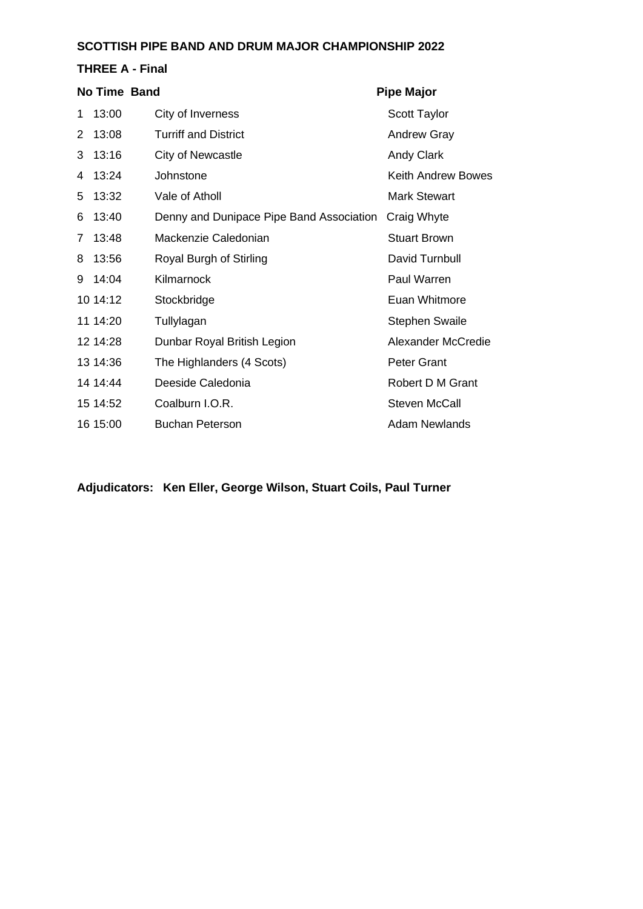**SCOTTISH PIPE BAND AND DRUM MAJOR CHAMPIONSHIP 2022**

**THREE A - Final**

| No | Time | Band | Pipe Major |
|---|---|---|---|
| 1 | 13:00 | City of Inverness | Scott Taylor |
| 2 | 13:08 | Turriff and District | Andrew Gray |
| 3 | 13:16 | City of Newcastle | Andy Clark |
| 4 | 13:24 | Johnstone | Keith Andrew Bowes |
| 5 | 13:32 | Vale of Atholl | Mark Stewart |
| 6 | 13:40 | Denny and Dunipace Pipe Band Association | Craig Whyte |
| 7 | 13:48 | Mackenzie Caledonian | Stuart Brown |
| 8 | 13:56 | Royal Burgh of Stirling | David Turnbull |
| 9 | 14:04 | Kilmarnock | Paul Warren |
| 10 | 14:12 | Stockbridge | Euan Whitmore |
| 11 | 14:20 | Tullylagan | Stephen Swaile |
| 12 | 14:28 | Dunbar Royal British Legion | Alexander McCredie |
| 13 | 14:36 | The Highlanders (4 Scots) | Peter Grant |
| 14 | 14:44 | Deeside Caledonia | Robert D M Grant |
| 15 | 14:52 | Coalburn I.O.R. | Steven McCall |
| 16 | 15:00 | Buchan Peterson | Adam Newlands |

**Adjudicators: Ken Eller, George Wilson, Stuart Coils, Paul Turner**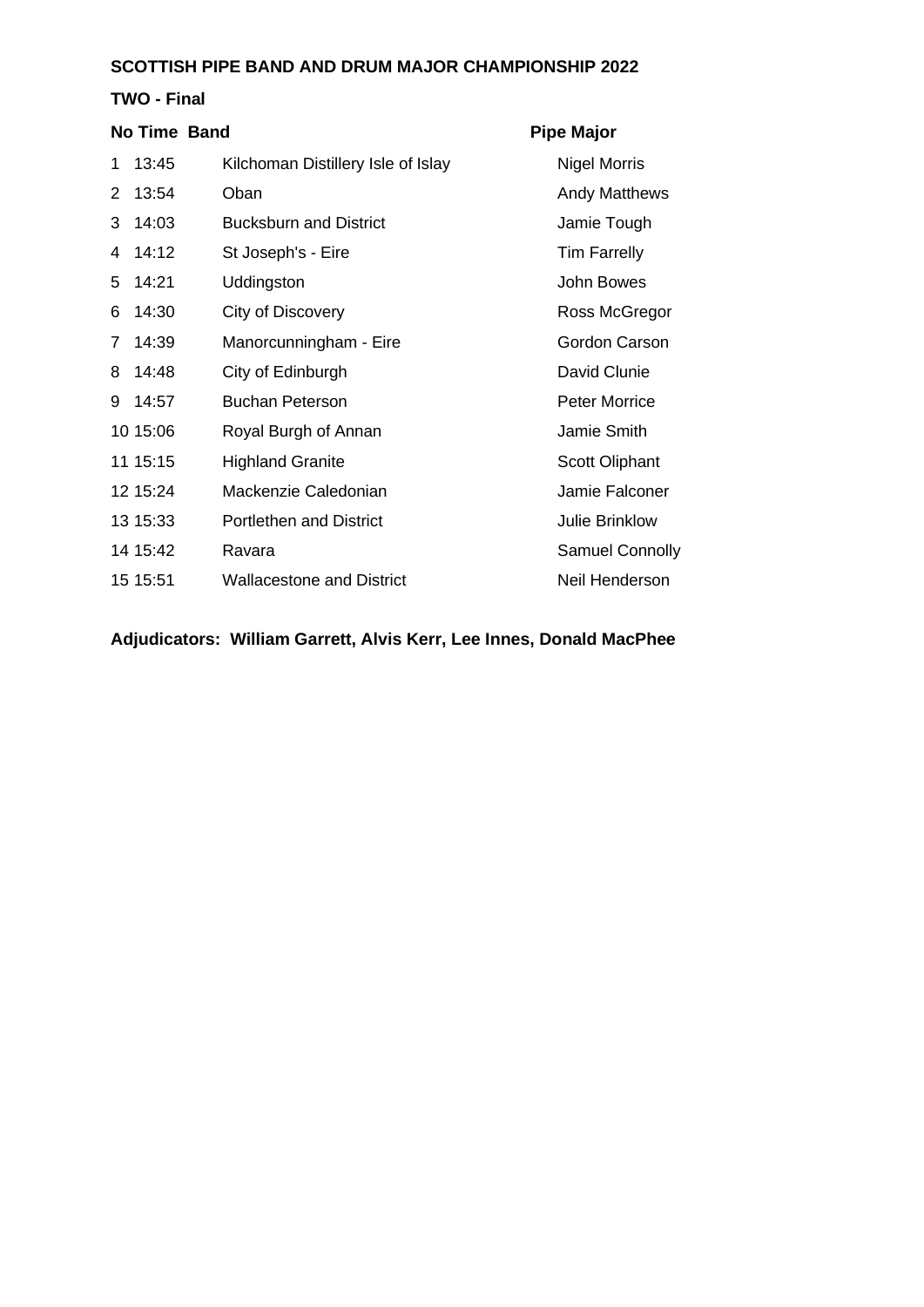**SCOTTISH PIPE BAND AND DRUM MAJOR CHAMPIONSHIP 2022**

**TWO - Final**

| No | Time | Band | Pipe Major |
|---|---|---|---|
| 1 | 13:45 | Kilchoman Distillery Isle of Islay | Nigel Morris |
| 2 | 13:54 | Oban | Andy Matthews |
| 3 | 14:03 | Bucksburn and District | Jamie Tough |
| 4 | 14:12 | St Joseph's - Eire | Tim Farrelly |
| 5 | 14:21 | Uddingston | John Bowes |
| 6 | 14:30 | City of Discovery | Ross McGregor |
| 7 | 14:39 | Manorcunningham - Eire | Gordon Carson |
| 8 | 14:48 | City of Edinburgh | David Clunie |
| 9 | 14:57 | Buchan Peterson | Peter Morrice |
| 10 | 15:06 | Royal Burgh of Annan | Jamie Smith |
| 11 | 15:15 | Highland Granite | Scott Oliphant |
| 12 | 15:24 | Mackenzie Caledonian | Jamie Falconer |
| 13 | 15:33 | Portlethen and District | Julie Brinklow |
| 14 | 15:42 | Ravara | Samuel Connolly |
| 15 | 15:51 | Wallacestone and District | Neil Henderson |

**Adjudicators: William Garrett, Alvis Kerr, Lee Innes, Donald MacPhee**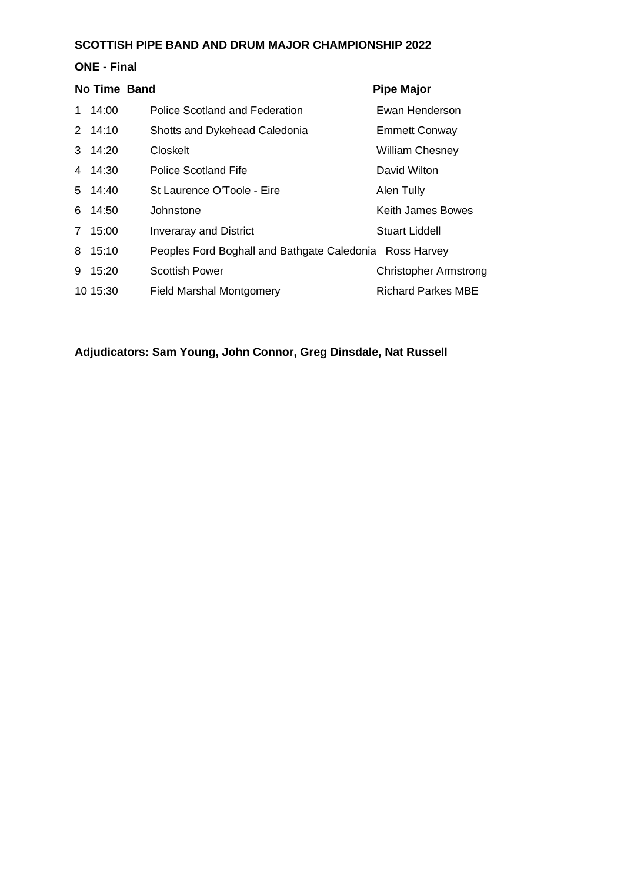**SCOTTISH PIPE BAND AND DRUM MAJOR CHAMPIONSHIP 2022**

**ONE - Final**

| No | Time | Band | Pipe Major |
|---|---|---|---|
| 1 | 14:00 | Police Scotland and Federation | Ewan Henderson |
| 2 | 14:10 | Shotts and Dykehead Caledonia | Emmett Conway |
| 3 | 14:20 | Closkelt | William Chesney |
| 4 | 14:30 | Police Scotland Fife | David Wilton |
| 5 | 14:40 | St Laurence O'Toole - Eire | Alen Tully |
| 6 | 14:50 | Johnstone | Keith James Bowes |
| 7 | 15:00 | Inveraray and District | Stuart Liddell |
| 8 | 15:10 | Peoples Ford Boghall and Bathgate Caledonia | Ross Harvey |
| 9 | 15:20 | Scottish Power | Christopher Armstrong |
| 10 | 15:30 | Field Marshal Montgomery | Richard Parkes MBE |

**Adjudicators: Sam Young, John Connor, Greg Dinsdale, Nat Russell**